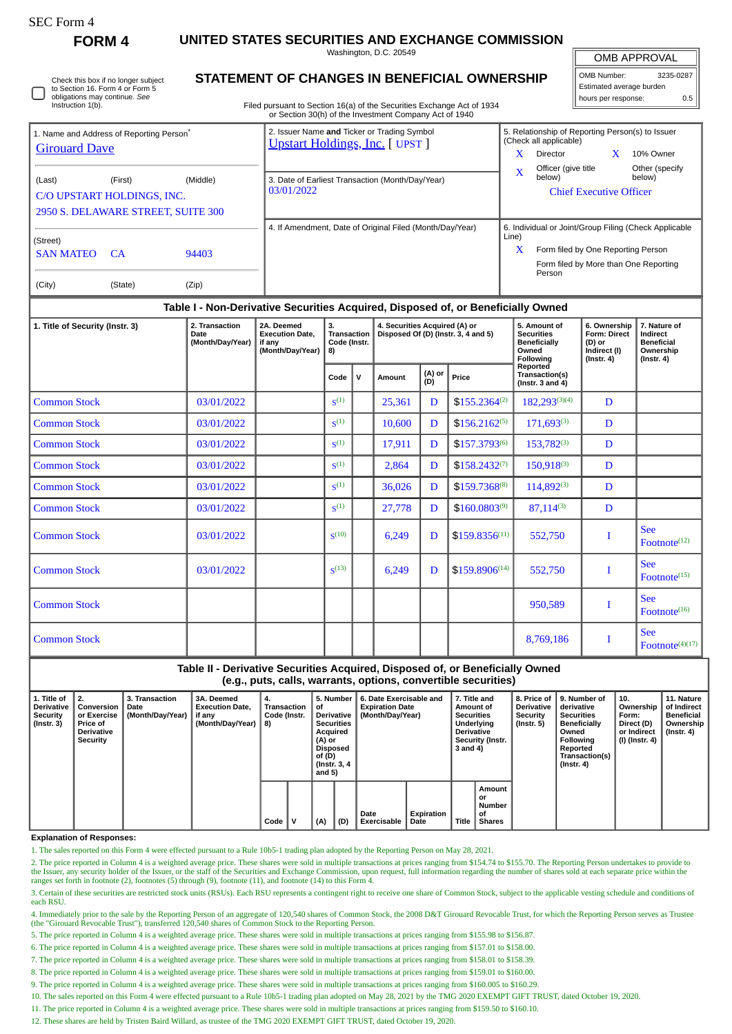SEC Form 4

**FORM 4**

# UNITED STATES SECURITIES AND EXCHANGE COMMISSION

Washington, D.C. 20549

## STATEMENT OF CHANGES IN BENEFICIAL OWNERSHIP

Filed pursuant to Section 16(a) of the Securities Exchange Act of 1934 or Section 30(h) of the Investment Company Act of 1940

| OMB APPROVAL | |
|---|---|
| OMB Number: | 3235-0287 |
| Estimated average burden | |
| hours per response: | 0.5 |

☐ Check this box if no longer subject to Section 16. Form 4 or Form 5 obligations may continue. *See* Instruction 1(b).

1. Name and Address of Reporting Person*
Girouard Dave

(Last) (First) (Middle)
C/O UPSTART HOLDINGS, INC.
2950 S. DELAWARE STREET, SUITE 300

(Street)
SAN MATEO CA 94403

(City) (State) (Zip)

2. Issuer Name **and** Ticker or Trading Symbol
Upstart Holdings, Inc. [ UPST ]

3. Date of Earliest Transaction (Month/Day/Year)
03/01/2022

4. If Amendment, Date of Original Filed (Month/Day/Year)

5. Relationship of Reporting Person(s) to Issuer (Check all applicable)
X Director
X 10% Owner
X Officer (give title below)
Other (specify below)
Chief Executive Officer

6. Individual or Joint/Group Filing (Check Applicable Line)
X Form filed by One Reporting Person
Form filed by More than One Reporting Person

### Table I - Non-Derivative Securities Acquired, Disposed of, or Beneficially Owned

| 1. Title of Security (Instr. 3) | 2. Transaction Date (Month/Day/Year) | 2A. Deemed Execution Date, if any (Month/Day/Year) | 3. Transaction Code (Instr. 8) | | 4. Securities Acquired (A) or Disposed Of (D) (Instr. 3, 4 and 5) | | | 5. Amount of Securities Beneficially Owned Following Reported Transaction(s) (Instr. 3 and 4) | 6. Ownership Form: Direct (D) or Indirect (I) (Instr. 4) | 7. Nature of Indirect Beneficial Ownership (Instr. 4) |
|---|---|---|---|---|---|---|---|---|---|---|
| | | | Code | V | Amount | (A) or (D) | Price | | | |
| Common Stock | 03/01/2022 | | S[1] | | 25,361 | D | $155.2364[2] | 182,293[3][4] | D | |
| Common Stock | 03/01/2022 | | S[1] | | 10,600 | D | $156.2162[5] | 171,693[3] | D | |
| Common Stock | 03/01/2022 | | S[1] | | 17,911 | D | $157.3793[6] | 153,782[3] | D | |
| Common Stock | 03/01/2022 | | S[1] | | 2,864 | D | $158.2432[7] | 150,918[3] | D | |
| Common Stock | 03/01/2022 | | S[1] | | 36,026 | D | $159.7368[8] | 114,892[3] | D | |
| Common Stock | 03/01/2022 | | S[1] | | 27,778 | D | $160.0803[9] | 87,114[3] | D | |
| Common Stock | 03/01/2022 | | S[10] | | 6,249 | D | $159.8356[11] | 552,750 | I | See Footnote[12] |
| Common Stock | 03/01/2022 | | S[13] | | 6,249 | D | $159.8906[14] | 552,750 | I | See Footnote[15] |
| Common Stock | | | | | | | | 950,589 | I | See Footnote[16] |
| Common Stock | | | | | | | | 8,769,186 | I | See Footnote[4][17] |

### Table II - Derivative Securities Acquired, Disposed of, or Beneficially Owned (e.g., puts, calls, warrants, options, convertible securities)

| 1. Title of Derivative Security (Instr. 3) | 2. Conversion or Exercise Price of Derivative Security | 3. Transaction Date (Month/Day/Year) | 3A. Deemed Execution Date, if any (Month/Day/Year) | 4. Transaction Code (Instr. 8) | | 5. Number of Derivative Securities Acquired (A) or Disposed of (D) (Instr. 3, 4 and 5) | | 6. Date Exercisable and Expiration Date (Month/Day/Year) | | 7. Title and Amount of Securities Underlying Derivative Security (Instr. 3 and 4) | | 8. Price of Derivative Security (Instr. 5) | 9. Number of derivative Securities Beneficially Owned Following Reported Transaction(s) (Instr. 4) | 10. Ownership Form: Direct (D) or Indirect (I) (Instr. 4) | 11. Nature of Indirect Beneficial Ownership (Instr. 4) |
|---|---|---|---|---|---|---|---|---|---|---|---|---|---|---|---|
| | | | | Code | V | (A) | (D) | Date Exercisable | Expiration Date | Title | Amount or Number of Shares | | | | |

**Explanation of Responses:**

1. The sales reported on this Form 4 were effected pursuant to a Rule 10b5-1 trading plan adopted by the Reporting Person on May 28, 2021.
2. The price reported in Column 4 is a weighted average price. These shares were sold in multiple transactions at prices ranging from $154.74 to $155.70. The Reporting Person undertakes to provide to the Issuer, any security holder of the Issuer, or the staff of the Securities and Exchange Commission, upon request, full information regarding the number of shares sold at each separate price within the ranges set forth in footnote (2), footnotes (5) through (9), footnote (11), and footnote (14) to this Form 4.
3. Certain of these securities are restricted stock units (RSUs). Each RSU represents a contingent right to receive one share of Common Stock, subject to the applicable vesting schedule and conditions of each RSU.
4. Immediately prior to the sale by the Reporting Person of an aggregate of 120,540 shares of Common Stock, the 2008 D&T Girouard Revocable Trust, for which the Reporting Person serves as Trustee (the "Girouard Revocable Trust"), transferred 120,540 shares of Common Stock to the Reporting Person.
5. The price reported in Column 4 is a weighted average price. These shares were sold in multiple transactions at prices ranging from $155.98 to $156.87.
6. The price reported in Column 4 is a weighted average price. These shares were sold in multiple transactions at prices ranging from $157.01 to $158.00.
7. The price reported in Column 4 is a weighted average price. These shares were sold in multiple transactions at prices ranging from $158.01 to $158.39.
8. The price reported in Column 4 is a weighted average price. These shares were sold in multiple transactions at prices ranging from $159.01 to $160.00.
9. The price reported in Column 4 is a weighted average price. These shares were sold in multiple transactions at prices ranging from $160.005 to $160.29.
10. The sales reported on this Form 4 were effected pursuant to a Rule 10b5-1 trading plan adopted on May 28, 2021 by the TMG 2020 EXEMPT GIFT TRUST, dated October 19, 2020.
11. The price reported in Column 4 is a weighted average price. These shares were sold in multiple transactions at prices ranging from $159.50 to $160.10.
12. These shares are held by Tristen Baird Willard, as trustee of the TMG 2020 EXEMPT GIFT TRUST, dated October 19, 2020.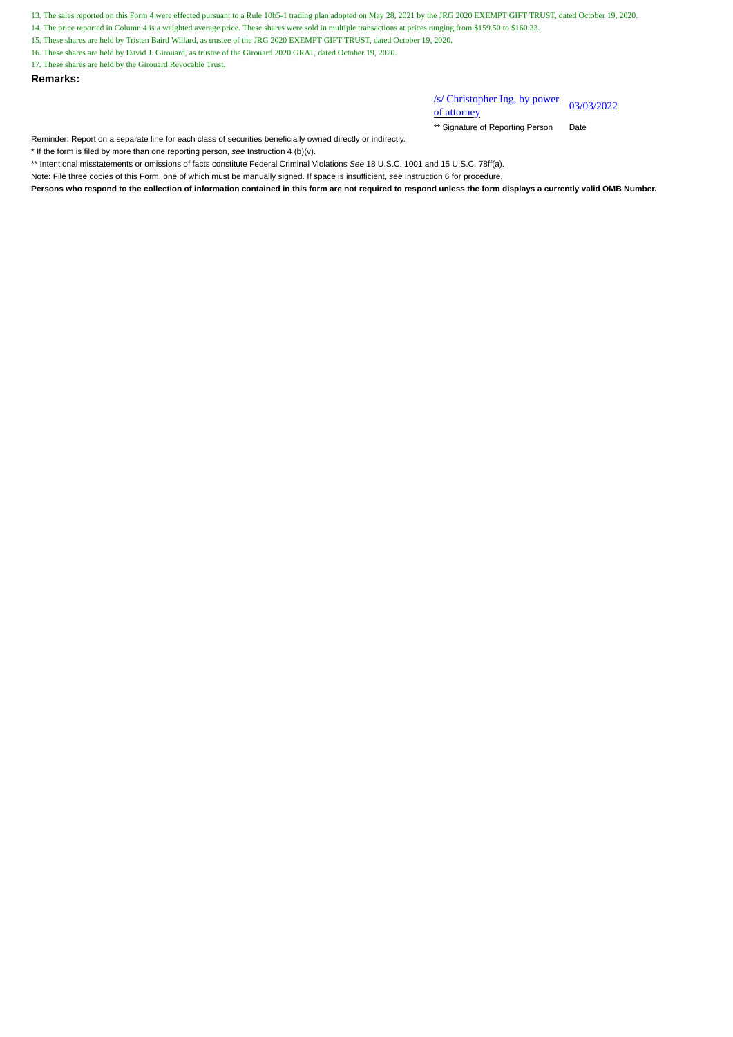13. The sales reported on this Form 4 were effected pursuant to a Rule 10b5-1 trading plan adopted on May 28, 2021 by the JRG 2020 EXEMPT GIFT TRUST, dated October 19, 2020.

14. The price reported in Column 4 is a weighted average price. These shares were sold in multiple transactions at prices ranging from $159.50 to $160.33.

15. These shares are held by Tristen Baird Willard, as trustee of the JRG 2020 EXEMPT GIFT TRUST, dated October 19, 2020.

16. These shares are held by David J. Girouard, as trustee of the Girouard 2020 GRAT, dated October 19, 2020.

17. These shares are held by the Girouard Revocable Trust.

**Remarks:**

| | |
|---|---|
| /s/ Christopher Ing, by power of attorney | 03/03/2022 |
| ** Signature of Reporting Person | Date |

Reminder: Report on a separate line for each class of securities beneficially owned directly or indirectly.

* If the form is filed by more than one reporting person, *see* Instruction 4 (b)(v).

** Intentional misstatements or omissions of facts constitute Federal Criminal Violations *See* 18 U.S.C. 1001 and 15 U.S.C. 78ff(a).

Note: File three copies of this Form, one of which must be manually signed. If space is insufficient, *see* Instruction 6 for procedure.

**Persons who respond to the collection of information contained in this form are not required to respond unless the form displays a currently valid OMB Number.**